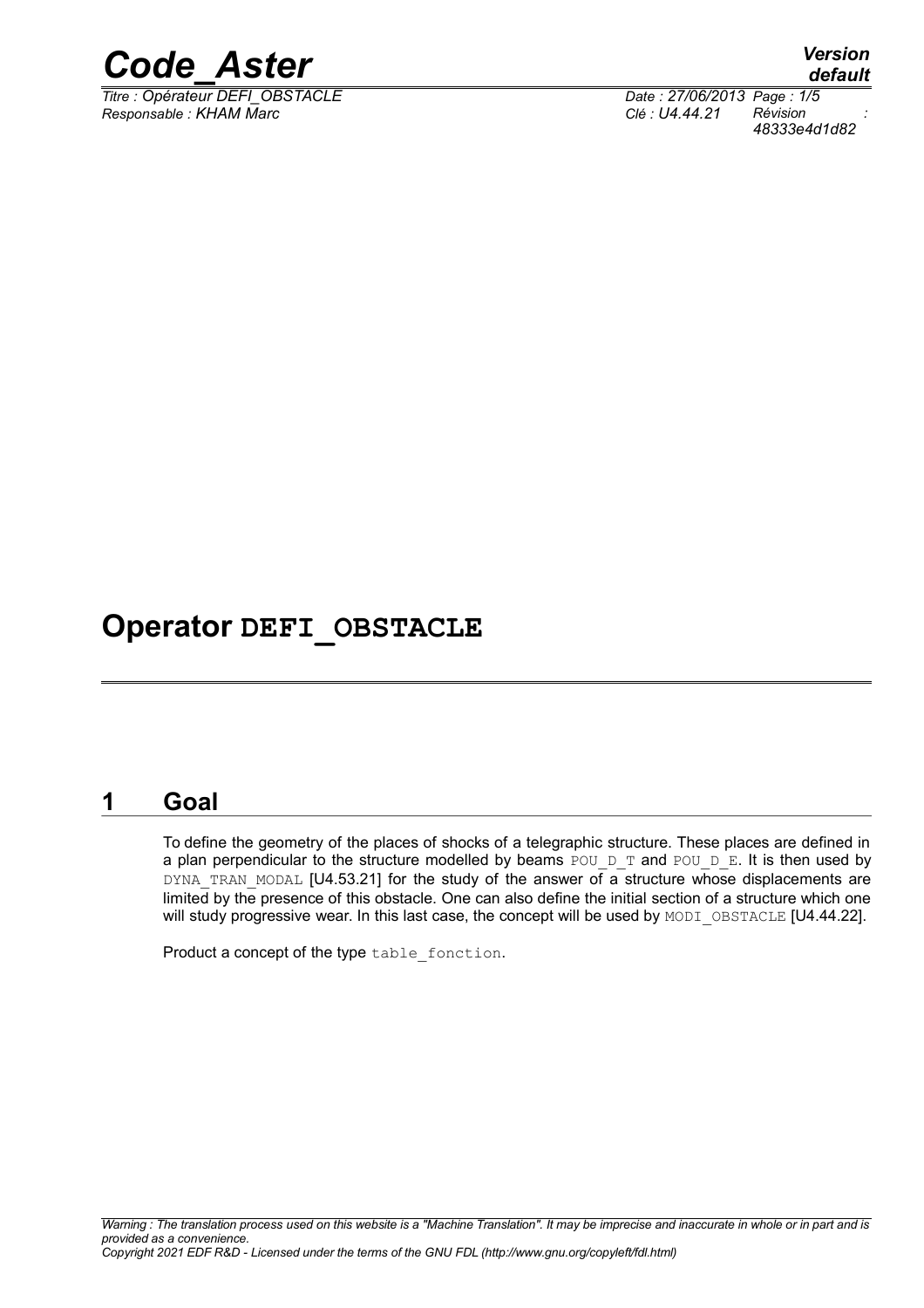# Operator DEFI_OBSTACLE

## 1 Goal

To define the geometry of the places of shocks of a telegraphic structure. These places are defined in a plan perpendicular to the structure modelled by beams POU_D_T and POU_D_E. It is then used by DYNA_TRAN_MODAL [U4.53.21] for the study of the answer of a structure whose displacements are limited by the presence of this obstacle. One can also define the initial section of a structure which one will study progressive wear. In this last case, the concept will be used by MODI_OBSTACLE [U4.44.22].

Product a concept of the type table_fonction.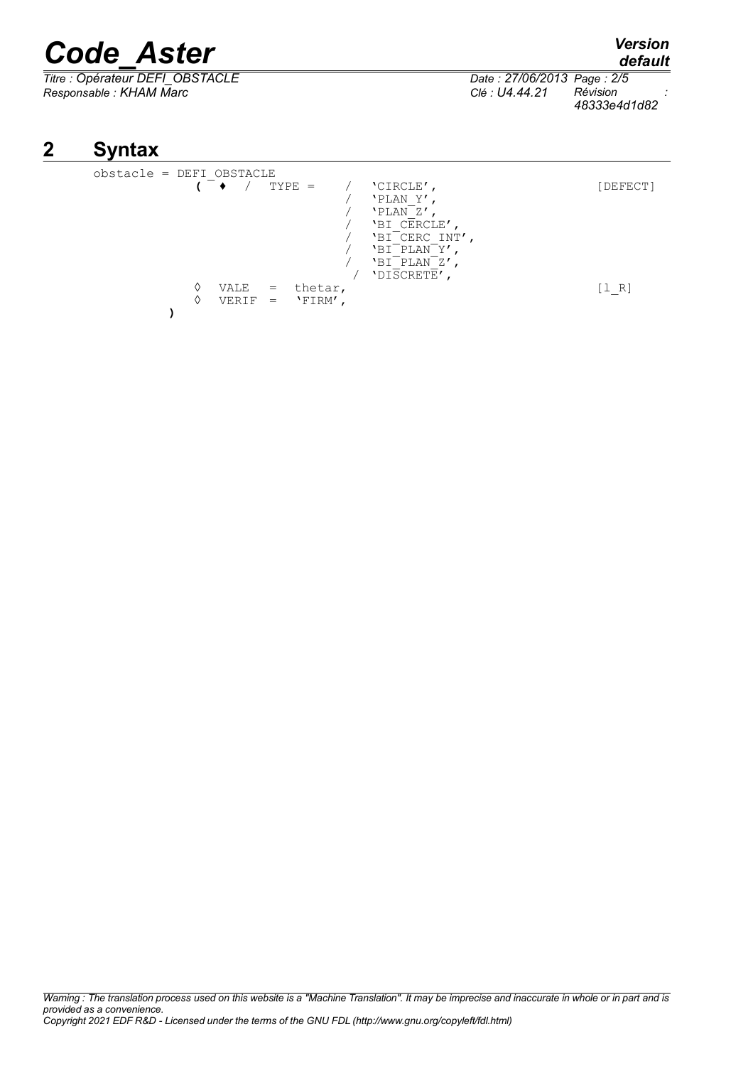## 2 Syntax

```
obstacle = DEFI_OBSTACLE
            (  ♦  /  TYPE =     /  'CIRCLE',                         [DEFECT]
                                /  'PLAN_Y',
                                /  'PLAN_Z',
                                /  'BI_CERCLE',
                                /  'BI_CERC_INT',
                                /  'BI_PLAN_Y',
                                /  'BI_PLAN_Z',
                                /  'DISCRETE',
               ◊  VALE   =  thetar,                                  [l_R]
               ◊  VERIF  =  'FIRM',
            )
```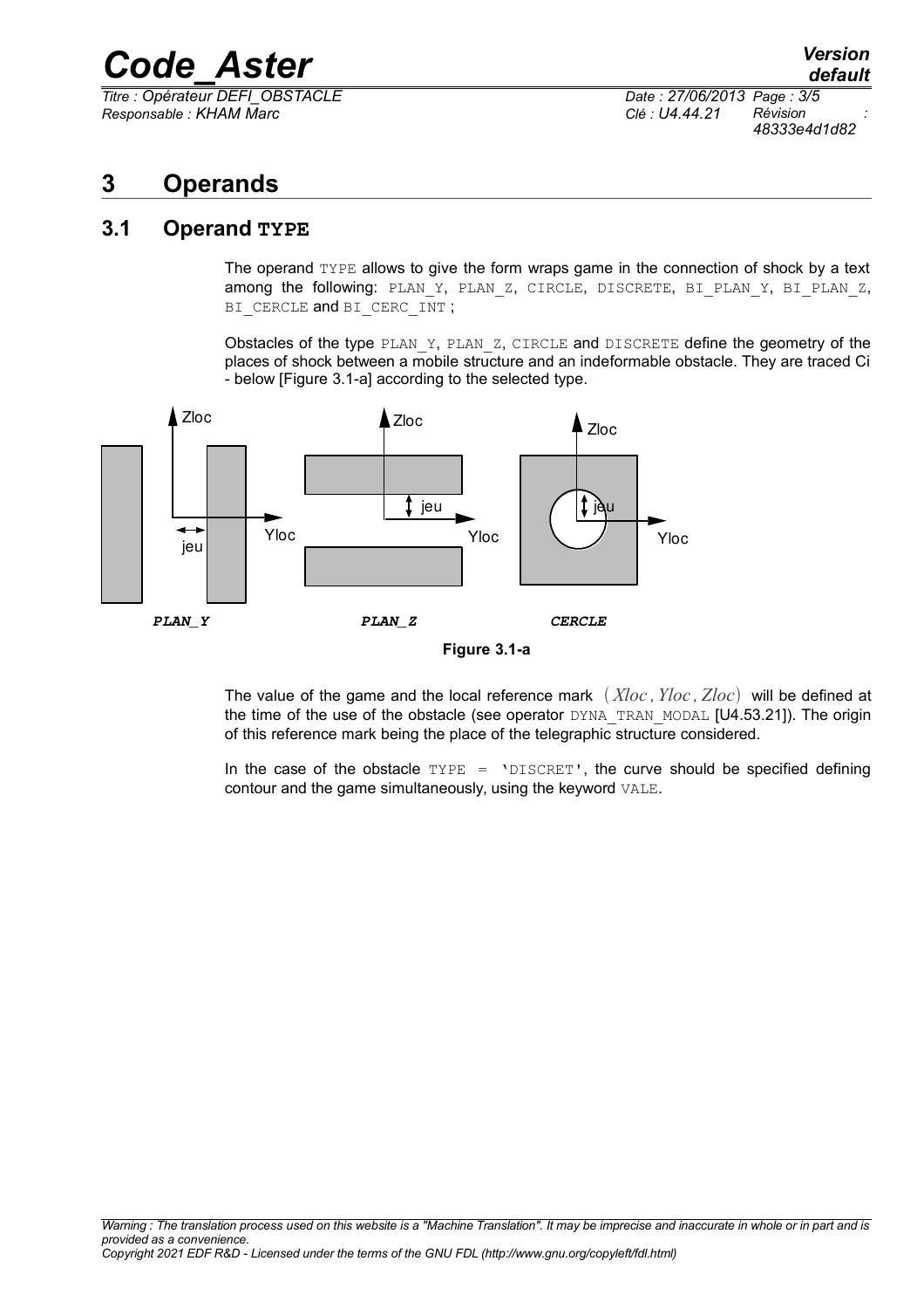# 3 Operands

## 3.1 Operand TYPE

The operand TYPE allows to give the form wraps game in the connection of shock by a text among the following: PLAN_Y, PLAN_Z, CIRCLE, DISCRETE, BI_PLAN_Y, BI_PLAN_Z, BI_CERCLE and BI_CERC_INT ;

Obstacles of the type PLAN_Y, PLAN_Z, CIRCLE and DISCRETE define the geometry of the places of shock between a mobile structure and an indeformable obstacle. They are traced Ci - below [Figure 3.1-a] according to the selected type.

**Figure 3.1-a**

The value of the game and the local reference mark $(Xloc, Yloc, Zloc)$ will be defined at the time of the use of the obstacle (see operator DYNA_TRAN_MODAL [U4.53.21]). The origin of this reference mark being the place of the telegraphic structure considered.

In the case of the obstacle TYPE = 'DISCRET', the curve should be specified defining contour and the game simultaneously, using the keyword VALE.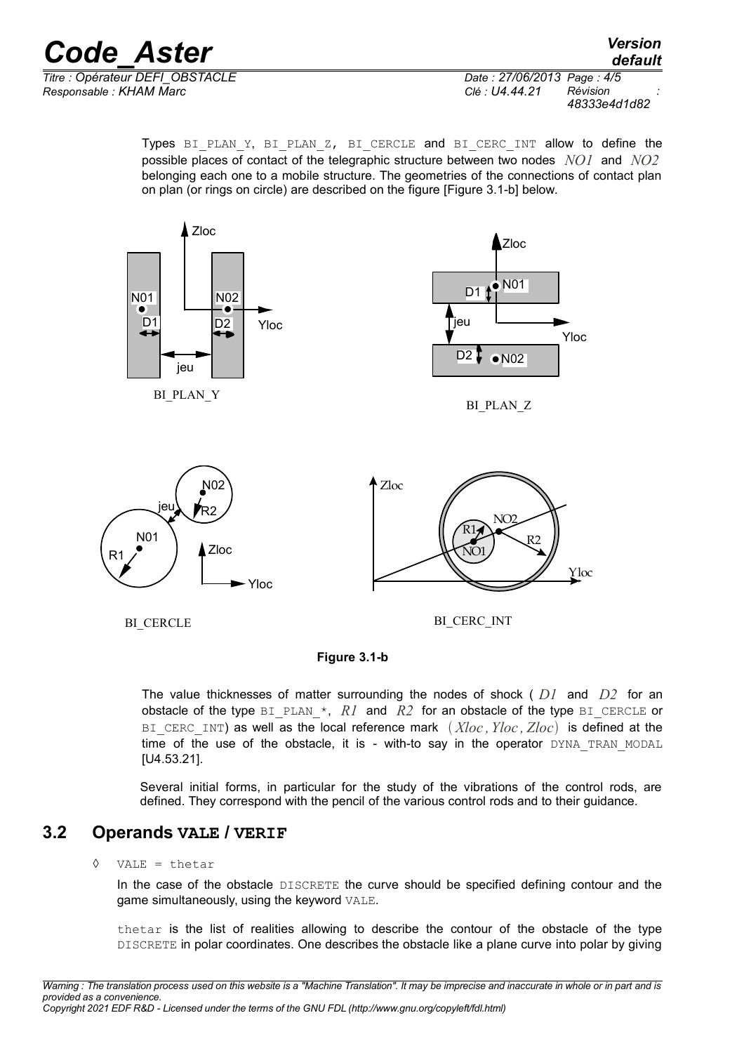Types BI_PLAN_Y, BI_PLAN_Z, BI_CERCLE and BI_CERC_INT allow to define the possible places of contact of the telegraphic structure between two nodes $NO1$ and $NO2$ belonging each one to a mobile structure. The geometries of the connections of contact plan on plan (or rings on circle) are described on the figure [Figure 3.1-b] below.

**Figure 3.1-b**

The value thicknesses of matter surrounding the nodes of shock ( $D1$ and $D2$ for an obstacle of the type BI_PLAN_*, $R1$ and $R2$ for an obstacle of the type BI_CERCLE or BI_CERC_INT) as well as the local reference mark $(Xloc, Yloc, Zloc)$ is defined at the time of the use of the obstacle, it is - with-to say in the operator DYNA_TRAN_MODAL [U4.53.21].

Several initial forms, in particular for the study of the vibrations of the control rods, are defined. They correspond with the pencil of the various control rods and to their guidance.

## 3.2 Operands VALE / VERIF

◊ VALE = thetar

In the case of the obstacle DISCRETE the curve should be specified defining contour and the game simultaneously, using the keyword VALE.

thetar is the list of realities allowing to describe the contour of the obstacle of the type DISCRETE in polar coordinates. One describes the obstacle like a plane curve into polar by giving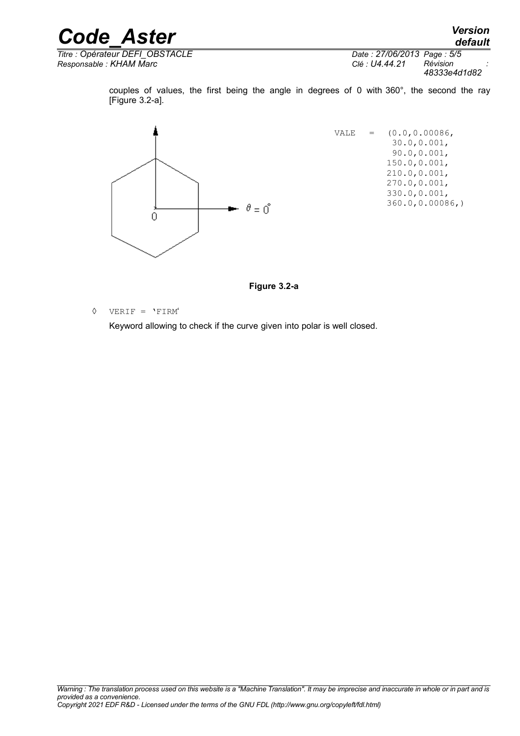couples of values, the first being the angle in degrees of 0 with 360°, the second the ray [Figure 3.2-a].

$\theta = 0^\circ$

0

```
VALE   =   (0.0,0.00086,
            30.0,0.001,
            90.0,0.001,
           150.0,0.001,
           210.0,0.001,
           270.0,0.001,
           330.0,0.001,
           360.0,0.00086,)
```

**Figure 3.2-a**

◊ `VERIF = 'FIRM'`

Keyword allowing to check if the curve given into polar is well closed.